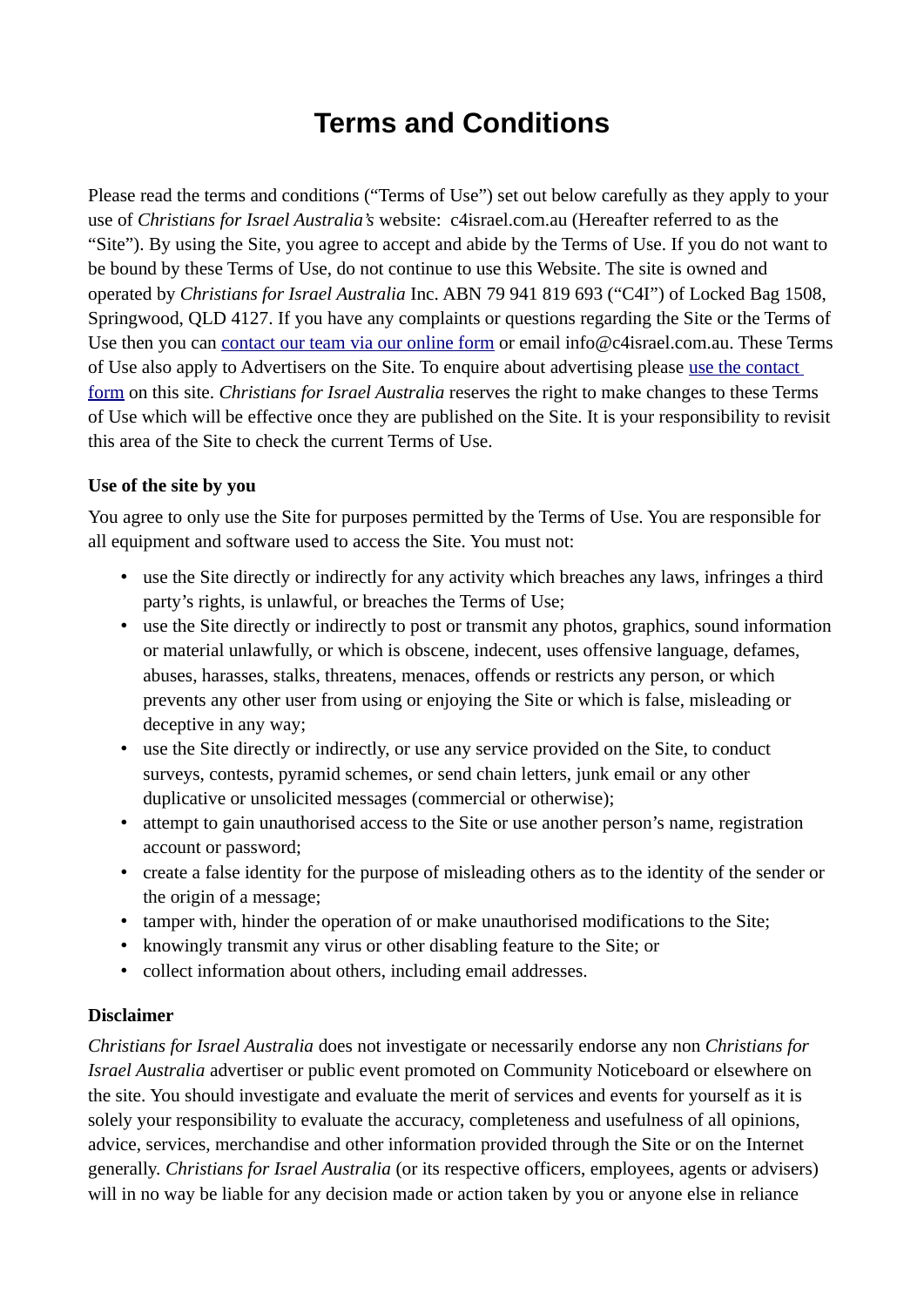# Terms and Conditions

Please read the terms and conditions ("Terms of Use") set out below carefully as they apply to your use of *Christians for Israel Australia's* website: c4israel.com.au (Hereafter referred to as the "Site"). By using the Site, you agree to accept and abide by the Terms of Use. If you do not want to be bound by these Terms of Use, do not continue to use this Website. The site is owned and operated by *Christians for Israel Australia* Inc. ABN 79 941 819 693 ("C4I") of Locked Bag 1508, Springwood, QLD 4127. If you have any complaints or questions regarding the Site or the Terms of Use then you can [contact our team via our online form]() or email info@c4israel.com.au. These Terms of Use also apply to Advertisers on the Site. To enquire about advertising please [use the contact form]() on this site. *Christians for Israel Australia* reserves the right to make changes to these Terms of Use which will be effective once they are published on the Site. It is your responsibility to revisit this area of the Site to check the current Terms of Use.

**Use of the site by you**

You agree to only use the Site for purposes permitted by the Terms of Use. You are responsible for all equipment and software used to access the Site. You must not:

- use the Site directly or indirectly for any activity which breaches any laws, infringes a third party's rights, is unlawful, or breaches the Terms of Use;
- use the Site directly or indirectly to post or transmit any photos, graphics, sound information or material unlawfully, or which is obscene, indecent, uses offensive language, defames, abuses, harasses, stalks, threatens, menaces, offends or restricts any person, or which prevents any other user from using or enjoying the Site or which is false, misleading or deceptive in any way;
- use the Site directly or indirectly, or use any service provided on the Site, to conduct surveys, contests, pyramid schemes, or send chain letters, junk email or any other duplicative or unsolicited messages (commercial or otherwise);
- attempt to gain unauthorised access to the Site or use another person's name, registration account or password;
- create a false identity for the purpose of misleading others as to the identity of the sender or the origin of a message;
- tamper with, hinder the operation of or make unauthorised modifications to the Site;
- knowingly transmit any virus or other disabling feature to the Site; or
- collect information about others, including email addresses.

**Disclaimer**

*Christians for Israel Australia* does not investigate or necessarily endorse any non *Christians for Israel Australia* advertiser or public event promoted on Community Noticeboard or elsewhere on the site. You should investigate and evaluate the merit of services and events for yourself as it is solely your responsibility to evaluate the accuracy, completeness and usefulness of all opinions, advice, services, merchandise and other information provided through the Site or on the Internet generally. *Christians for Israel Australia* (or its respective officers, employees, agents or advisers) will in no way be liable for any decision made or action taken by you or anyone else in reliance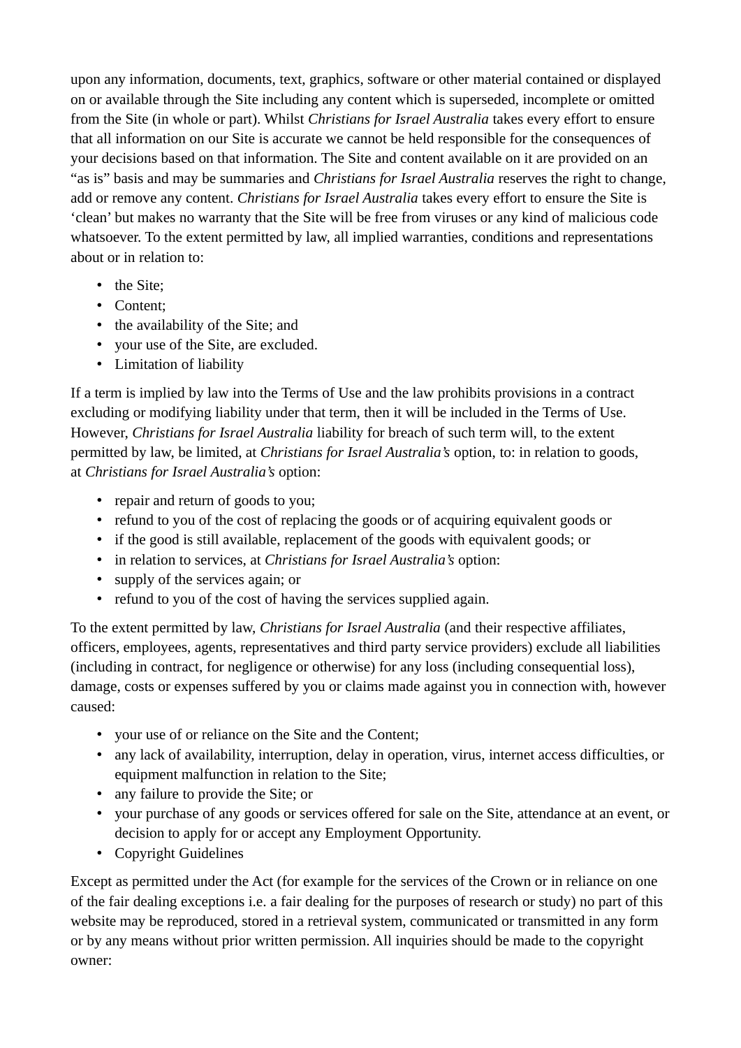upon any information, documents, text, graphics, software or other material contained or displayed on or available through the Site including any content which is superseded, incomplete or omitted from the Site (in whole or part). Whilst *Christians for Israel Australia* takes every effort to ensure that all information on our Site is accurate we cannot be held responsible for the consequences of your decisions based on that information. The Site and content available on it are provided on an "as is" basis and may be summaries and *Christians for Israel Australia* reserves the right to change, add or remove any content. *Christians for Israel Australia* takes every effort to ensure the Site is 'clean' but makes no warranty that the Site will be free from viruses or any kind of malicious code whatsoever. To the extent permitted by law, all implied warranties, conditions and representations about or in relation to:

- the Site;
- Content;
- the availability of the Site; and
- your use of the Site, are excluded.
- Limitation of liability

If a term is implied by law into the Terms of Use and the law prohibits provisions in a contract excluding or modifying liability under that term, then it will be included in the Terms of Use. However, *Christians for Israel Australia* liability for breach of such term will, to the extent permitted by law, be limited, at *Christians for Israel Australia's* option, to: in relation to goods, at *Christians for Israel Australia's* option:

- repair and return of goods to you;
- refund to you of the cost of replacing the goods or of acquiring equivalent goods or
- if the good is still available, replacement of the goods with equivalent goods; or
- in relation to services, at *Christians for Israel Australia's* option:
- supply of the services again; or
- refund to you of the cost of having the services supplied again.

To the extent permitted by law, *Christians for Israel Australia* (and their respective affiliates, officers, employees, agents, representatives and third party service providers) exclude all liabilities (including in contract, for negligence or otherwise) for any loss (including consequential loss), damage, costs or expenses suffered by you or claims made against you in connection with, however caused:

- your use of or reliance on the Site and the Content;
- any lack of availability, interruption, delay in operation, virus, internet access difficulties, or equipment malfunction in relation to the Site;
- any failure to provide the Site; or
- your purchase of any goods or services offered for sale on the Site, attendance at an event, or decision to apply for or accept any Employment Opportunity.
- Copyright Guidelines

Except as permitted under the Act (for example for the services of the Crown or in reliance on one of the fair dealing exceptions i.e. a fair dealing for the purposes of research or study) no part of this website may be reproduced, stored in a retrieval system, communicated or transmitted in any form or by any means without prior written permission. All inquiries should be made to the copyright owner: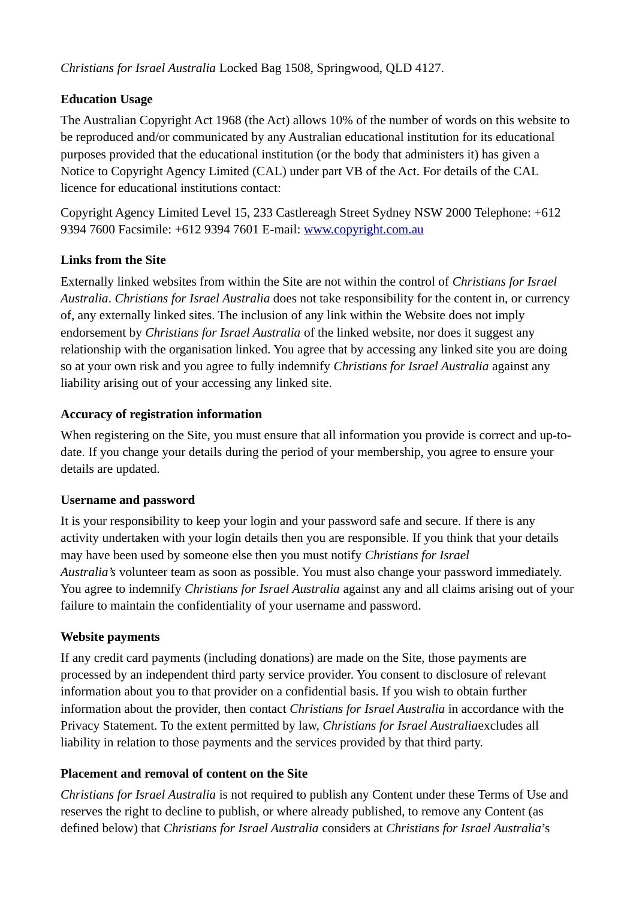*Christians for Israel Australia* Locked Bag 1508, Springwood, QLD 4127.

**Education Usage**

The Australian Copyright Act 1968 (the Act) allows 10% of the number of words on this website to be reproduced and/or communicated by any Australian educational institution for its educational purposes provided that the educational institution (or the body that administers it) has given a Notice to Copyright Agency Limited (CAL) under part VB of the Act. For details of the CAL licence for educational institutions contact:

Copyright Agency Limited Level 15, 233 Castlereagh Street Sydney NSW 2000 Telephone: +612 9394 7600 Facsimile: +612 9394 7601 E-mail: [www.copyright.com.au](www.copyright.com.au)

**Links from the Site**

Externally linked websites from within the Site are not within the control of *Christians for Israel Australia*. *Christians for Israel Australia* does not take responsibility for the content in, or currency of, any externally linked sites. The inclusion of any link within the Website does not imply endorsement by *Christians for Israel Australia* of the linked website, nor does it suggest any relationship with the organisation linked. You agree that by accessing any linked site you are doing so at your own risk and you agree to fully indemnify *Christians for Israel Australia* against any liability arising out of your accessing any linked site.

**Accuracy of registration information**

When registering on the Site, you must ensure that all information you provide is correct and up-to-date. If you change your details during the period of your membership, you agree to ensure your details are updated.

**Username and password**

It is your responsibility to keep your login and your password safe and secure. If there is any activity undertaken with your login details then you are responsible. If you think that your details may have been used by someone else then you must notify *Christians for Israel Australia's* volunteer team as soon as possible. You must also change your password immediately. You agree to indemnify *Christians for Israel Australia* against any and all claims arising out of your failure to maintain the confidentiality of your username and password.

**Website payments**

If any credit card payments (including donations) are made on the Site, those payments are processed by an independent third party service provider. You consent to disclosure of relevant information about you to that provider on a confidential basis. If you wish to obtain further information about the provider, then contact *Christians for Israel Australia* in accordance with the Privacy Statement. To the extent permitted by law, *Christians for Israel Australia*excludes all liability in relation to those payments and the services provided by that third party.

**Placement and removal of content on the Site**

*Christians for Israel Australia* is not required to publish any Content under these Terms of Use and reserves the right to decline to publish, or where already published, to remove any Content (as defined below) that *Christians for Israel Australia* considers at *Christians for Israel Australia*'s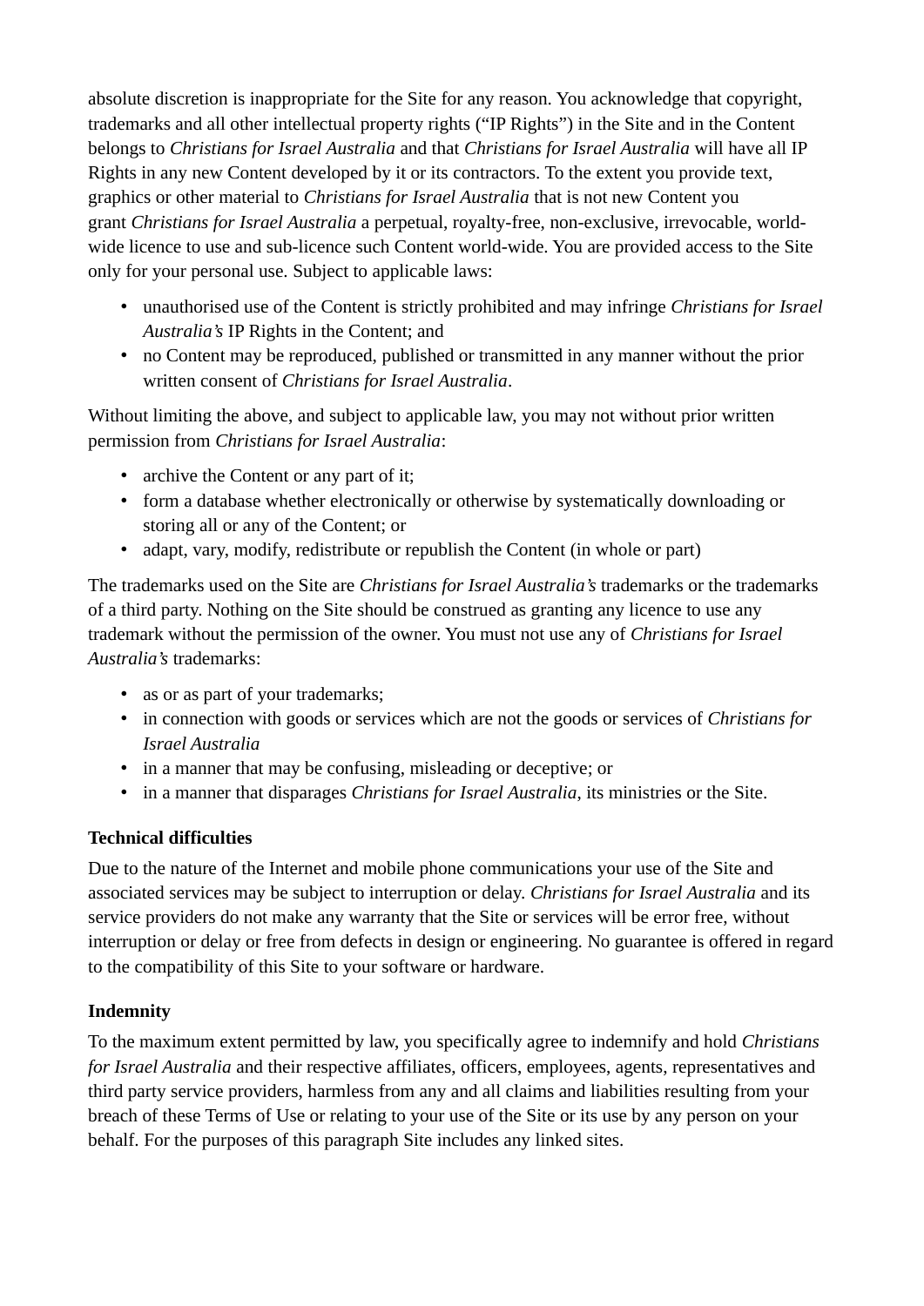absolute discretion is inappropriate for the Site for any reason. You acknowledge that copyright, trademarks and all other intellectual property rights ("IP Rights") in the Site and in the Content belongs to *Christians for Israel Australia* and that *Christians for Israel Australia* will have all IP Rights in any new Content developed by it or its contractors. To the extent you provide text, graphics or other material to *Christians for Israel Australia* that is not new Content you grant *Christians for Israel Australia* a perpetual, royalty-free, non-exclusive, irrevocable, world-wide licence to use and sub-licence such Content world-wide. You are provided access to the Site only for your personal use. Subject to applicable laws:

- unauthorised use of the Content is strictly prohibited and may infringe *Christians for Israel Australia's* IP Rights in the Content; and
- no Content may be reproduced, published or transmitted in any manner without the prior written consent of *Christians for Israel Australia*.

Without limiting the above, and subject to applicable law, you may not without prior written permission from *Christians for Israel Australia*:

- archive the Content or any part of it;
- form a database whether electronically or otherwise by systematically downloading or storing all or any of the Content; or
- adapt, vary, modify, redistribute or republish the Content (in whole or part)

The trademarks used on the Site are *Christians for Israel Australia's* trademarks or the trademarks of a third party. Nothing on the Site should be construed as granting any licence to use any trademark without the permission of the owner. You must not use any of *Christians for Israel Australia's* trademarks:

- as or as part of your trademarks;
- in connection with goods or services which are not the goods or services of *Christians for Israel Australia*
- in a manner that may be confusing, misleading or deceptive; or
- in a manner that disparages *Christians for Israel Australia*, its ministries or the Site.

**Technical difficulties**

Due to the nature of the Internet and mobile phone communications your use of the Site and associated services may be subject to interruption or delay. *Christians for Israel Australia* and its service providers do not make any warranty that the Site or services will be error free, without interruption or delay or free from defects in design or engineering. No guarantee is offered in regard to the compatibility of this Site to your software or hardware.

**Indemnity**

To the maximum extent permitted by law, you specifically agree to indemnify and hold *Christians for Israel Australia* and their respective affiliates, officers, employees, agents, representatives and third party service providers, harmless from any and all claims and liabilities resulting from your breach of these Terms of Use or relating to your use of the Site or its use by any person on your behalf. For the purposes of this paragraph Site includes any linked sites.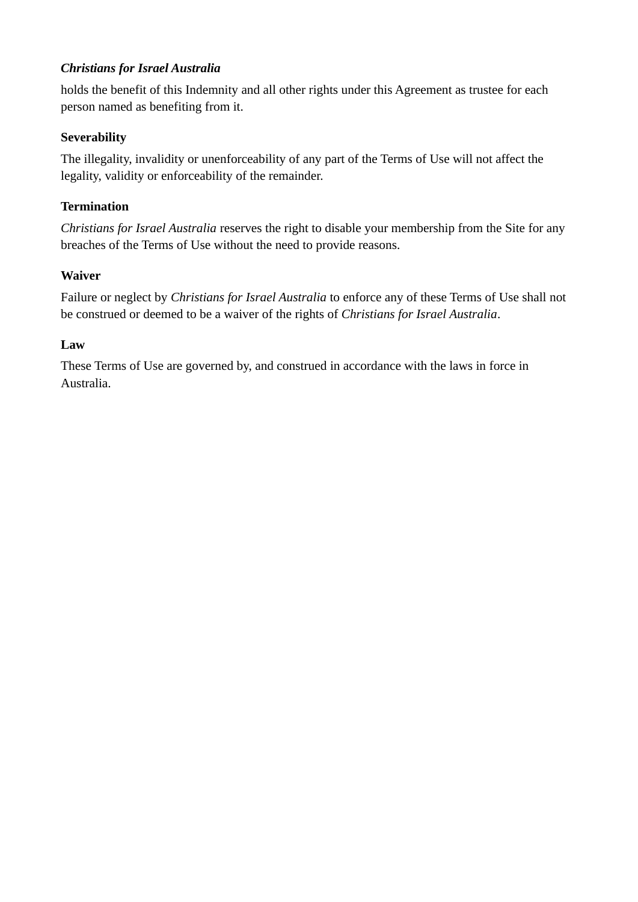***Christians for Israel Australia***

holds the benefit of this Indemnity and all other rights under this Agreement as trustee for each person named as benefiting from it.

**Severability**

The illegality, invalidity or unenforceability of any part of the Terms of Use will not affect the legality, validity or enforceability of the remainder.

**Termination**

*Christians for Israel Australia* reserves the right to disable your membership from the Site for any breaches of the Terms of Use without the need to provide reasons.

**Waiver**

Failure or neglect by *Christians for Israel Australia* to enforce any of these Terms of Use shall not be construed or deemed to be a waiver of the rights of *Christians for Israel Australia*.

**Law**

These Terms of Use are governed by, and construed in accordance with the laws in force in Australia.